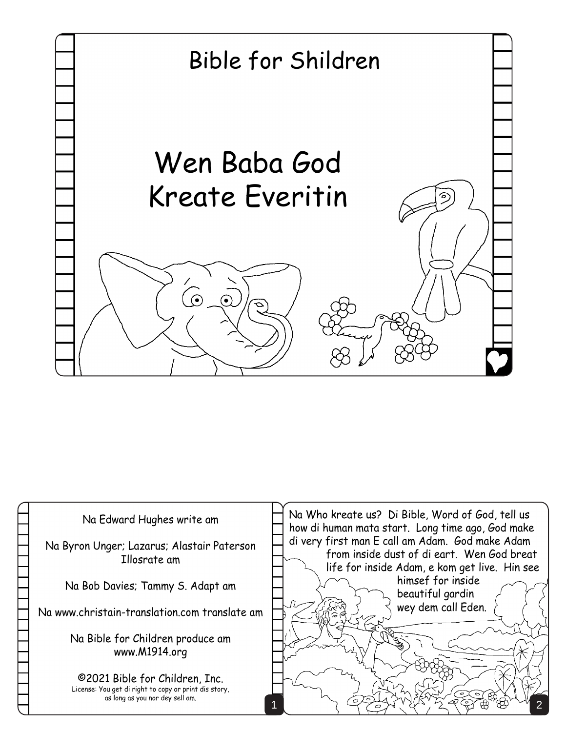Bible for Shildren

# Wen Baba God Kreate Everitin

Na Edward Hughes write am

Na Byron Unger; Lazarus; Alastair Paterson Illosrate am

Na Bob Davies; Tammy S. Adapt am

Na www.christain-translation.com translate am

Na Bible for Children produce am
www.M1914.org

©2021 Bible for Children, Inc.
License: You get di right to copy or print dis story, as long as you nor dey sell am.

Na Who kreate us? Di Bible, Word of God, tell us how di human mata start. Long time ago, God make di very first man E call am Adam. God make Adam from inside dust of di eart. Wen God breat life for inside Adam, e kom get live. Hin see himsef for inside beautiful gardin wey dem call Eden.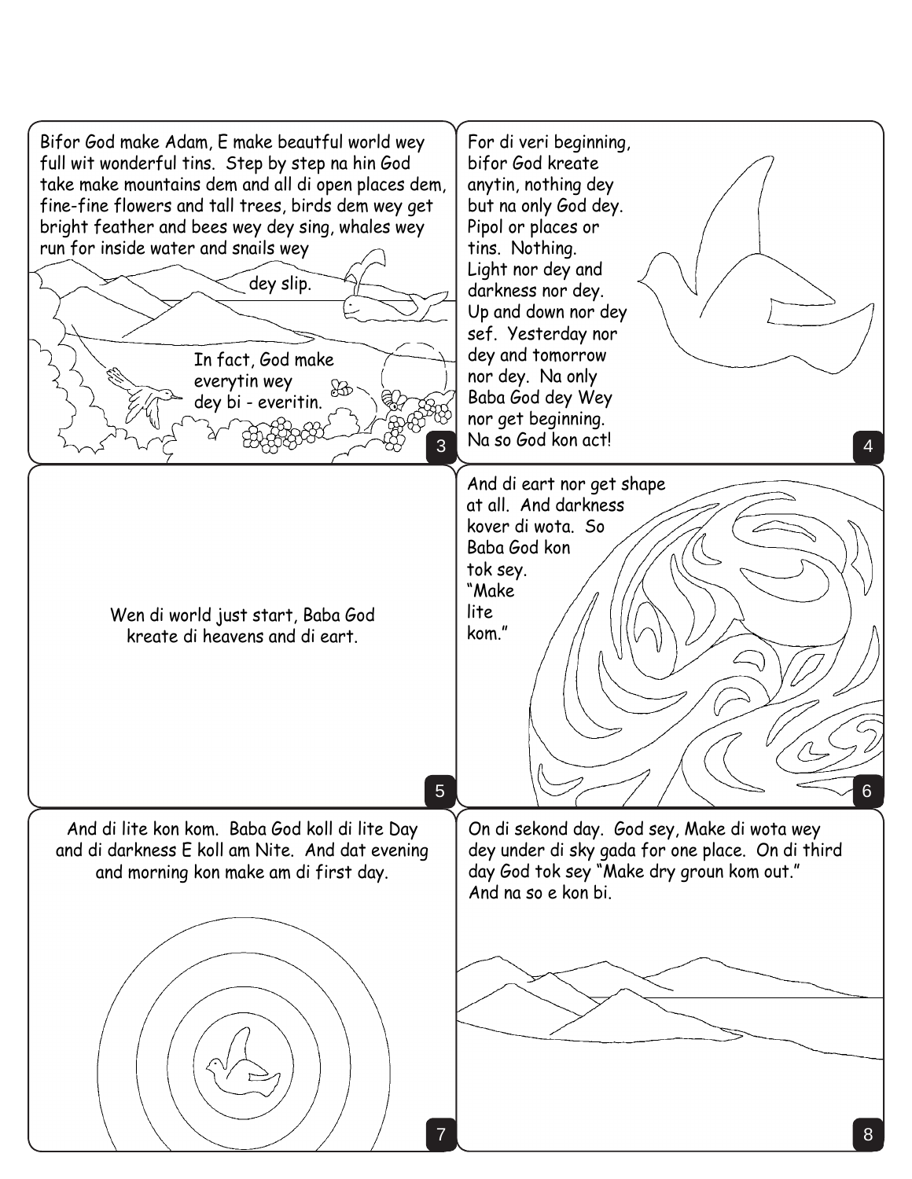Bifor God make Adam, E make beautful world wey full wit wonderful tins. Step by step na hin God take make mountains dem and all di open places dem, fine-fine flowers and tall trees, birds dem wey get bright feather and bees wey dey sing, whales wey run for inside water and snails wey dey slip.

In fact, God make everytin wey dey bi - everitin.

For di veri beginning, bifor God kreate anytin, nothing dey but na only God dey. Pipol or places or tins. Nothing. Light nor dey and darkness nor dey. Up and down nor dey sef. Yesterday nor dey and tomorrow nor dey. Na only Baba God dey Wey nor get beginning. Na so God kon act!

Wen di world just start, Baba God kreate di heavens and di eart.

And di eart nor get shape at all. And darkness kover di wota. So Baba God kon tok sey. "Make lite kom."

And di lite kon kom. Baba God koll di lite Day and di darkness E koll am Nite. And dat evening and morning kon make am di first day.

On di sekond day. God sey, Make di wota wey dey under di sky gada for one place. On di third day God tok sey "Make dry groun kom out." And na so e kon bi.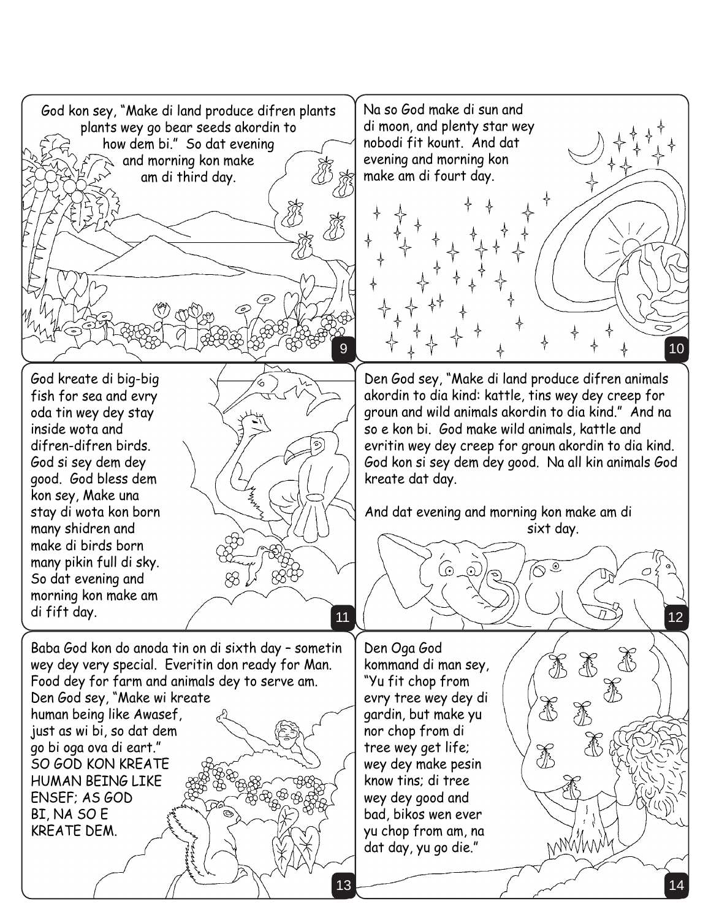God kon sey, "Make di land produce difren plants plants wey go bear seeds akordin to how dem bi." So dat evening and morning kon make am di third day.

Na so God make di sun and di moon, and plenty star wey nobodi fit kount. And dat evening and morning kon make am di fourt day.

God kreate di big-big fish for sea and evry oda tin wey dey stay inside wota and difren-difren birds. God si sey dem dey good. God bless dem kon sey, Make una stay di wota kon born many shidren and make di birds born many pikin full di sky. So dat evening and morning kon make am di fift day.

Den God sey, "Make di land produce difren animals akordin to dia kind: kattle, tins wey dey creep for groun and wild animals akordin to dia kind." And na so e kon bi. God make wild animals, kattle and evritin wey dey creep for groun akordin to dia kind. God kon si sey dem dey good. Na all kin animals God kreate dat day.

And dat evening and morning kon make am di sixt day.

Baba God kon do anoda tin on di sixth day – sometin wey dey very special. Everitin don ready for Man. Food dey for farm and animals dey to serve am. Den God sey, "Make wi kreate human being like Awasef, just as wi bi, so dat dem go bi oga ova di eart." SO GOD KON KREATE HUMAN BEING LIKE ENSEF; AS GOD BI, NA SO E KREATE DEM.

Den Oga God kommand di man sey, "Yu fit chop from evry tree wey dey di gardin, but make yu nor chop from di tree wey get life; wey dey make pesin know tins; di tree wey dey good and bad, bikos wen ever yu chop from am, na dat day, yu go die."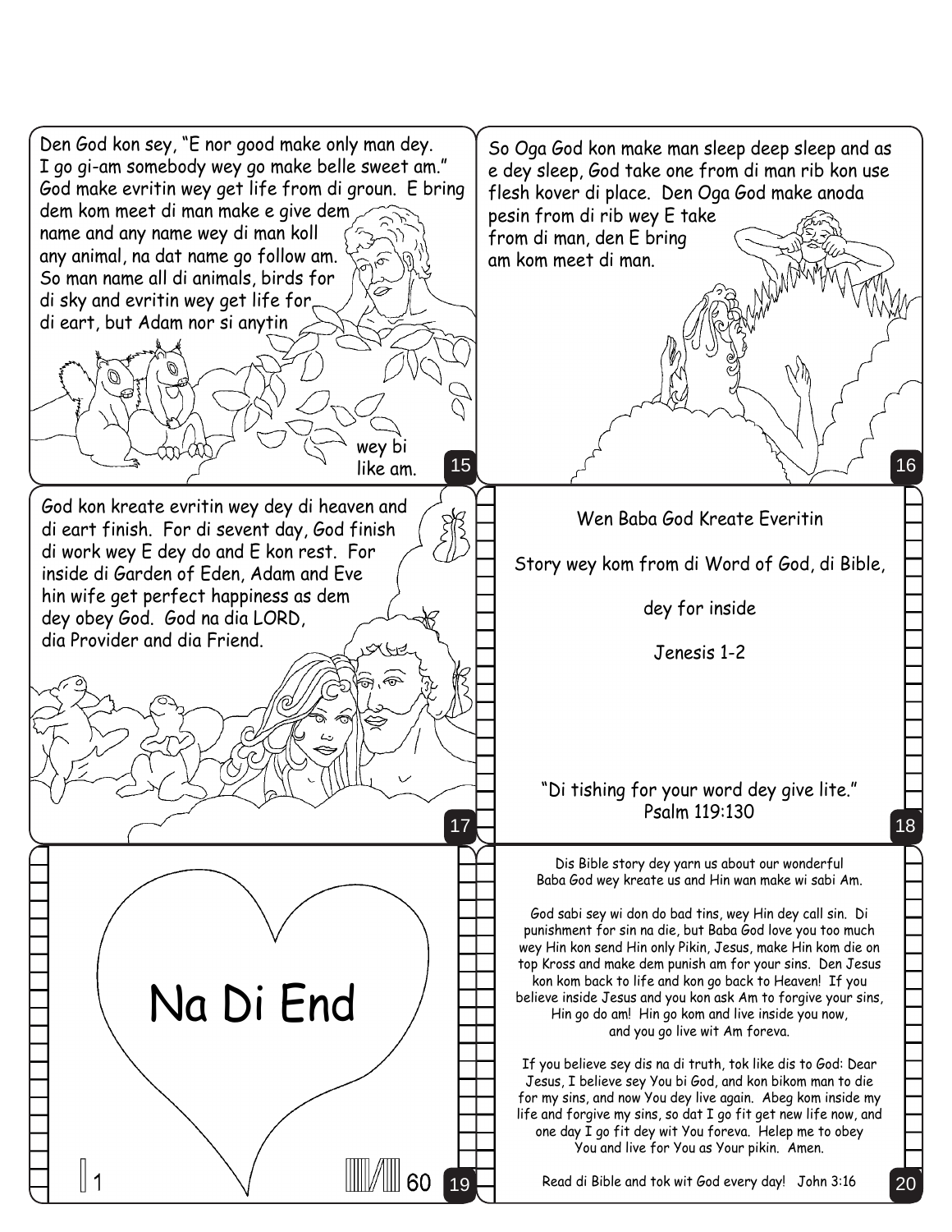Den God kon sey, “E nor good make only man dey. I go gi-am somebody wey go make belle sweet am.” God make evritin wey get life from di groun. E bring dem kom meet di man make e give dem name and any name wey di man koll any animal, na dat name go follow am. So man name all di animals, birds for di sky and evritin wey get life for di eart, but Adam nor si anytin wey bi like am.

So Oga God kon make man sleep deep sleep and as e dey sleep, God take one from di man rib kon use flesh kover di place. Den Oga God make anoda pesin from di rib wey E take from di man, den E bring am kom meet di man.

God kon kreate evritin wey dey di heaven and di eart finish. For di sevent day, God finish di work wey E dey do and E kon rest. For inside di Garden of Eden, Adam and Eve hin wife get perfect happiness as dem dey obey God. God na dia LORD, dia Provider and dia Friend.

Wen Baba God Kreate Everitin

Story wey kom from di Word of God, di Bible,

dey for inside

Jenesis 1-2

“Di tishing for your word dey give lite.”
Psalm 119:130

# Na Di End

Dis Bible story dey yarn us about our wonderful Baba God wey kreate us and Hin wan make wi sabi Am.

God sabi sey wi don do bad tins, wey Hin dey call sin. Di punishment for sin na die, but Baba God love you too much wey Hin kon send Hin only Pikin, Jesus, make Hin kom die on top Kross and make dem punish am for your sins. Den Jesus kon kom back to life and kon go back to Heaven! If you believe inside Jesus and you kon ask Am to forgive your sins, Hin go do am! Hin go kom and live inside you now, and you go live wit Am foreva.

If you believe sey dis na di truth, tok like dis to God: Dear Jesus, I believe sey You bi God, and kon bikom man to die for my sins, and now You dey live again. Abeg kom inside my life and forgive my sins, so dat I go fit get new life now, and one day I go fit dey wit You foreva. Helep me to obey You and live for You as Your pikin. Amen.

Read di Bible and tok wit God every day! John 3:16